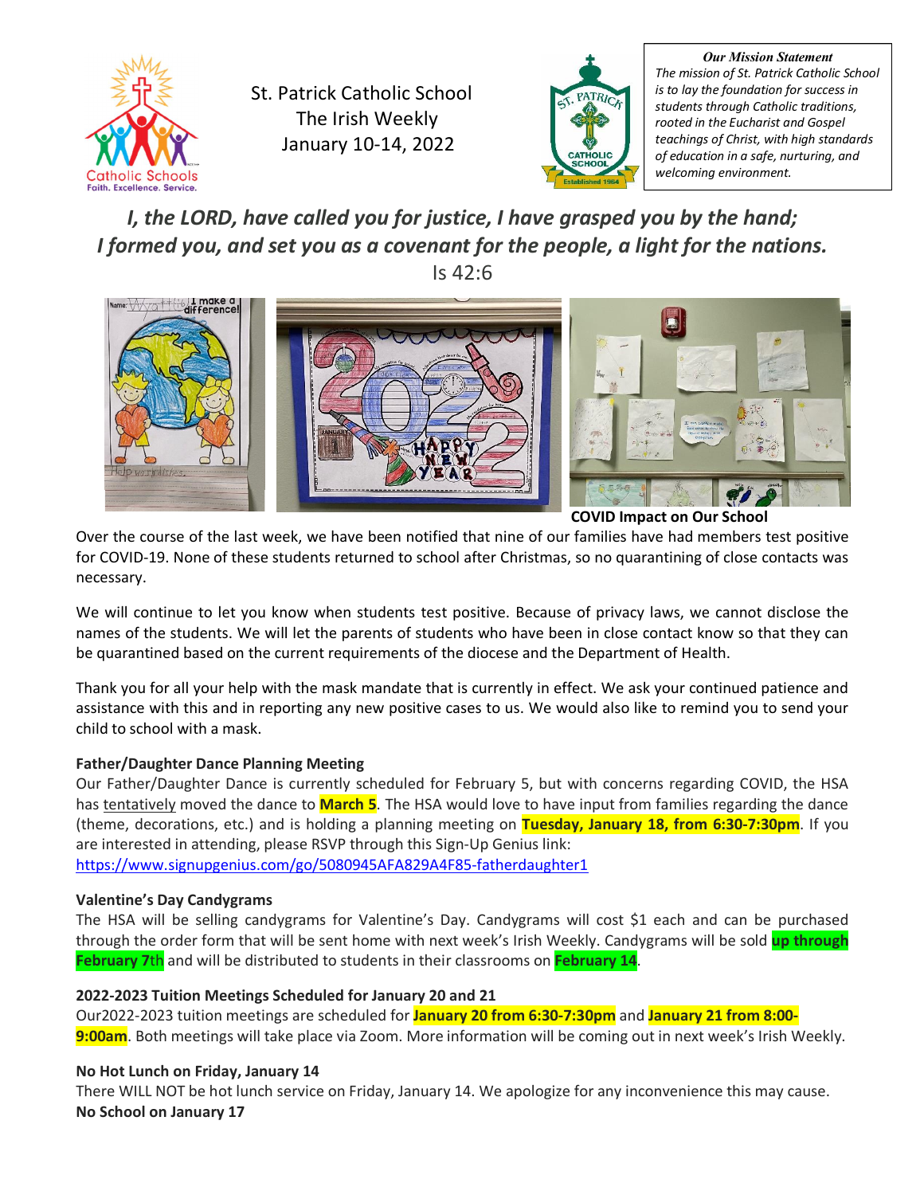St. Patrick Catholic School
The Irish Weekly
January 10-14, 2022

***Our Mission Statement***
*The mission of St. Patrick Catholic School is to lay the foundation for success in students through Catholic traditions, rooted in the Eucharist and Gospel teachings of Christ, with high standards of education in a safe, nurturing, and welcoming environment.*

***I, the LORD, have called you for justice, I have grasped you by the hand; I formed you, and set you as a covenant for the people, a light for the nations.***
Is 42:6

**COVID Impact on Our School**

Over the course of the last week, we have been notified that nine of our families have had members test positive for COVID-19. None of these students returned to school after Christmas, so no quarantining of close contacts was necessary.

We will continue to let you know when students test positive. Because of privacy laws, we cannot disclose the names of the students. We will let the parents of students who have been in close contact know so that they can be quarantined based on the current requirements of the diocese and the Department of Health.

Thank you for all your help with the mask mandate that is currently in effect. We ask your continued patience and assistance with this and in reporting any new positive cases to us. We would also like to remind you to send your child to school with a mask.

**Father/Daughter Dance Planning Meeting**

Our Father/Daughter Dance is currently scheduled for February 5, but with concerns regarding COVID, the HSA has tentatively moved the dance to **March 5**. The HSA would love to have input from families regarding the dance (theme, decorations, etc.) and is holding a planning meeting on **Tuesday, January 18, from 6:30-7:30pm**. If you are interested in attending, please RSVP through this Sign-Up Genius link:
https://www.signupgenius.com/go/5080945AFA829A4F85-fatherdaughter1

**Valentine's Day Candygrams**

The HSA will be selling candygrams for Valentine's Day. Candygrams will cost $1 each and can be purchased through the order form that will be sent home with next week's Irish Weekly. Candygrams will be sold **up through February 7th** and will be distributed to students in their classrooms on **February 14**.

**2022-2023 Tuition Meetings Scheduled for January 20 and 21**

Our2022-2023 tuition meetings are scheduled for **January 20 from 6:30-7:30pm** and **January 21 from 8:00-9:00am**. Both meetings will take place via Zoom. More information will be coming out in next week's Irish Weekly.

**No Hot Lunch on Friday, January 14**

There WILL NOT be hot lunch service on Friday, January 14. We apologize for any inconvenience this may cause.

**No School on January 17**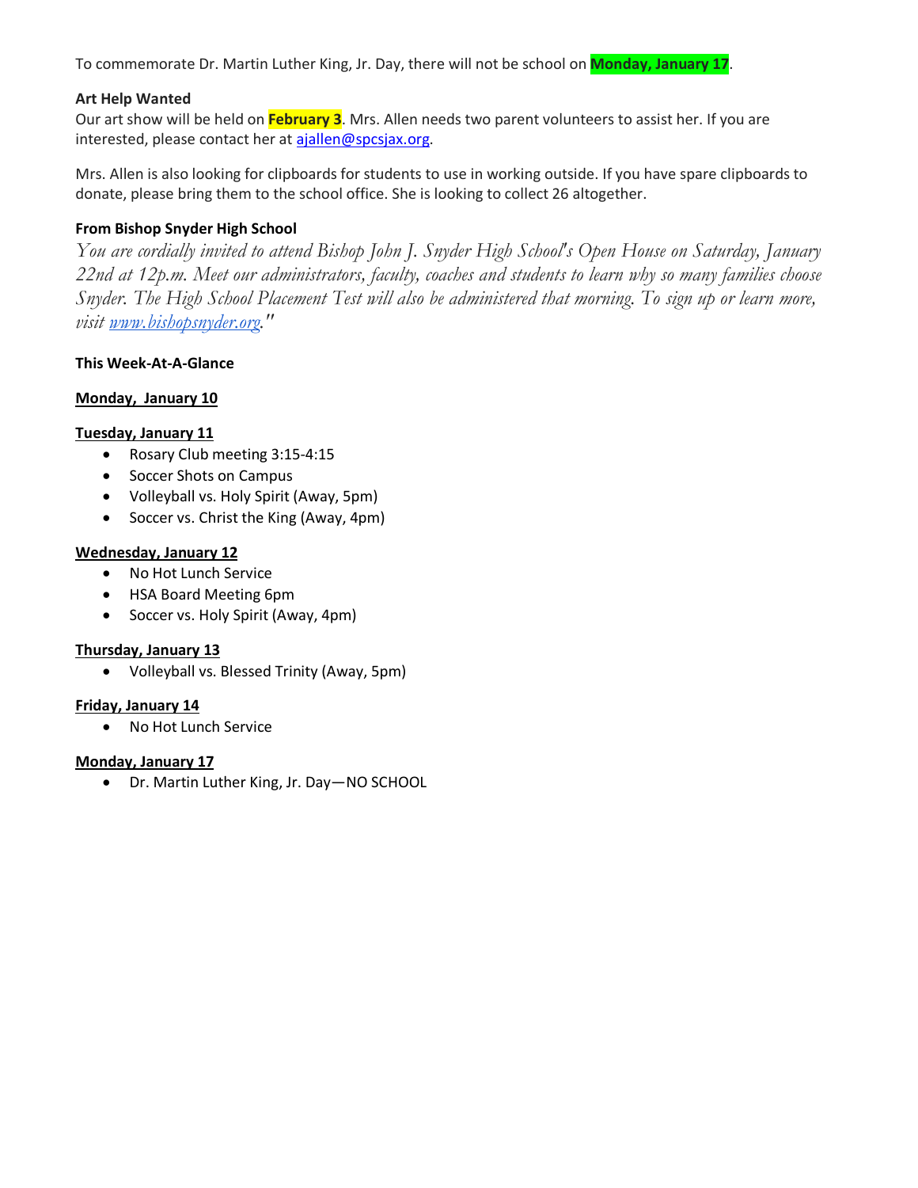To commemorate Dr. Martin Luther King, Jr. Day, there will not be school on **Monday, January 17**.

**Art Help Wanted**

Our art show will be held on **February 3**. Mrs. Allen needs two parent volunteers to assist her. If you are interested, please contact her at ajallen@spcsjax.org.

Mrs. Allen is also looking for clipboards for students to use in working outside. If you have spare clipboards to donate, please bring them to the school office. She is looking to collect 26 altogether.

**From Bishop Snyder High School**

*You are cordially invited to attend Bishop John J. Snyder High School's Open House on Saturday, January 22nd at 12p.m. Meet our administrators, faculty, coaches and students to learn why so many families choose Snyder. The High School Placement Test will also be administered that morning. To sign up or learn more, visit www.bishopsnyder.org."*

**This Week-At-A-Glance**

**Monday, January 10**

**Tuesday, January 11**

- Rosary Club meeting 3:15-4:15
- Soccer Shots on Campus
- Volleyball vs. Holy Spirit (Away, 5pm)
- Soccer vs. Christ the King (Away, 4pm)

**Wednesday, January 12**

- No Hot Lunch Service
- HSA Board Meeting 6pm
- Soccer vs. Holy Spirit (Away, 4pm)

**Thursday, January 13**

- Volleyball vs. Blessed Trinity (Away, 5pm)

**Friday, January 14**

- No Hot Lunch Service

**Monday, January 17**

- Dr. Martin Luther King, Jr. Day—NO SCHOOL